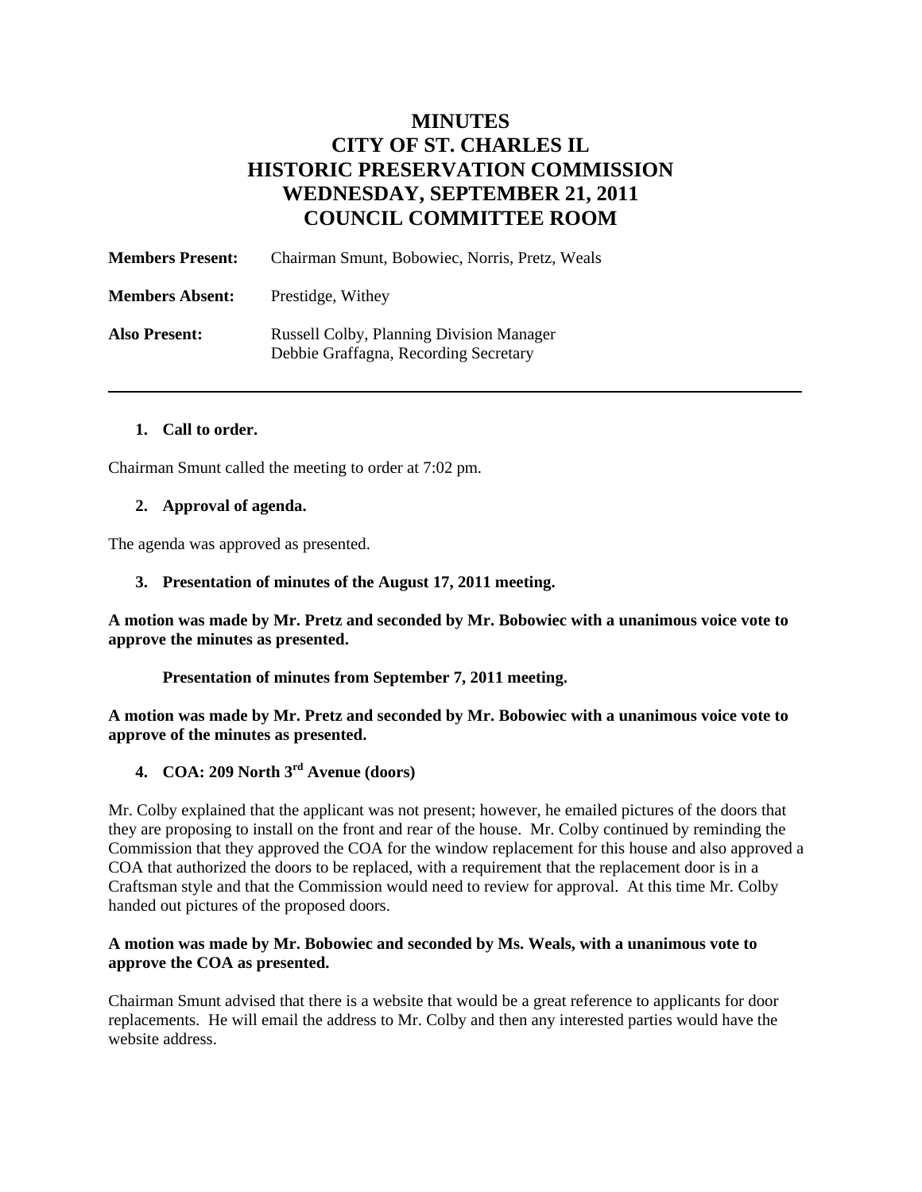# MINUTES
# CITY OF ST. CHARLES IL
# HISTORIC PRESERVATION COMMISSION
# WEDNESDAY, SEPTEMBER 21, 2011
# COUNCIL COMMITTEE ROOM

**Members Present:** Chairman Smunt, Bobowiec, Norris, Pretz, Weals

**Members Absent:** Prestidge, Withey

**Also Present:** Russell Colby, Planning Division Manager
Debbie Graffagna, Recording Secretary

---

1. **Call to order.**

Chairman Smunt called the meeting to order at 7:02 pm.

2. **Approval of agenda.**

The agenda was approved as presented.

3. **Presentation of minutes of the August 17, 2011 meeting.**

**A motion was made by Mr. Pretz and seconded by Mr. Bobowiec with a unanimous voice vote to approve the minutes as presented.**

**Presentation of minutes from September 7, 2011 meeting.**

**A motion was made by Mr. Pretz and seconded by Mr. Bobowiec with a unanimous voice vote to approve of the minutes as presented.**

4. **COA: 209 North 3rd Avenue (doors)**

Mr. Colby explained that the applicant was not present; however, he emailed pictures of the doors that they are proposing to install on the front and rear of the house. Mr. Colby continued by reminding the Commission that they approved the COA for the window replacement for this house and also approved a COA that authorized the doors to be replaced, with a requirement that the replacement door is in a Craftsman style and that the Commission would need to review for approval. At this time Mr. Colby handed out pictures of the proposed doors.

**A motion was made by Mr. Bobowiec and seconded by Ms. Weals, with a unanimous vote to approve the COA as presented.**

Chairman Smunt advised that there is a website that would be a great reference to applicants for door replacements. He will email the address to Mr. Colby and then any interested parties would have the website address.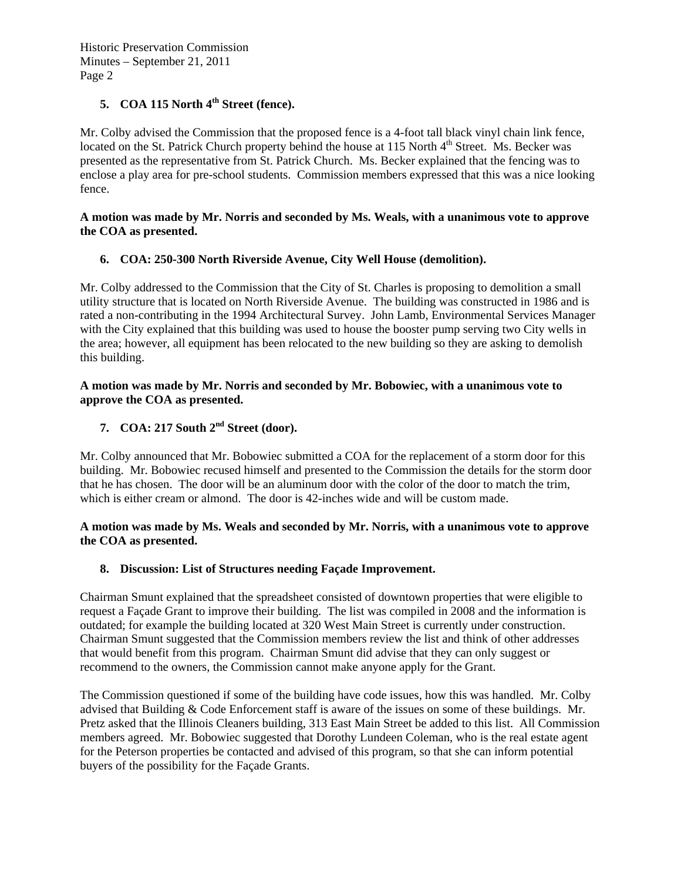**5. COA 115 North 4th Street (fence).**

Mr. Colby advised the Commission that the proposed fence is a 4-foot tall black vinyl chain link fence, located on the St. Patrick Church property behind the house at 115 North 4th Street. Ms. Becker was presented as the representative from St. Patrick Church. Ms. Becker explained that the fencing was to enclose a play area for pre-school students. Commission members expressed that this was a nice looking fence.

**A motion was made by Mr. Norris and seconded by Ms. Weals, with a unanimous vote to approve the COA as presented.**

**6. COA: 250-300 North Riverside Avenue, City Well House (demolition).**

Mr. Colby addressed to the Commission that the City of St. Charles is proposing to demolition a small utility structure that is located on North Riverside Avenue. The building was constructed in 1986 and is rated a non-contributing in the 1994 Architectural Survey. John Lamb, Environmental Services Manager with the City explained that this building was used to house the booster pump serving two City wells in the area; however, all equipment has been relocated to the new building so they are asking to demolish this building.

**A motion was made by Mr. Norris and seconded by Mr. Bobowiec, with a unanimous vote to approve the COA as presented.**

**7. COA: 217 South 2nd Street (door).**

Mr. Colby announced that Mr. Bobowiec submitted a COA for the replacement of a storm door for this building. Mr. Bobowiec recused himself and presented to the Commission the details for the storm door that he has chosen. The door will be an aluminum door with the color of the door to match the trim, which is either cream or almond. The door is 42-inches wide and will be custom made.

**A motion was made by Ms. Weals and seconded by Mr. Norris, with a unanimous vote to approve the COA as presented.**

**8. Discussion: List of Structures needing Façade Improvement.**

Chairman Smunt explained that the spreadsheet consisted of downtown properties that were eligible to request a Façade Grant to improve their building. The list was compiled in 2008 and the information is outdated; for example the building located at 320 West Main Street is currently under construction. Chairman Smunt suggested that the Commission members review the list and think of other addresses that would benefit from this program. Chairman Smunt did advise that they can only suggest or recommend to the owners, the Commission cannot make anyone apply for the Grant.

The Commission questioned if some of the building have code issues, how this was handled. Mr. Colby advised that Building & Code Enforcement staff is aware of the issues on some of these buildings. Mr. Pretz asked that the Illinois Cleaners building, 313 East Main Street be added to this list. All Commission members agreed. Mr. Bobowiec suggested that Dorothy Lundeen Coleman, who is the real estate agent for the Peterson properties be contacted and advised of this program, so that she can inform potential buyers of the possibility for the Façade Grants.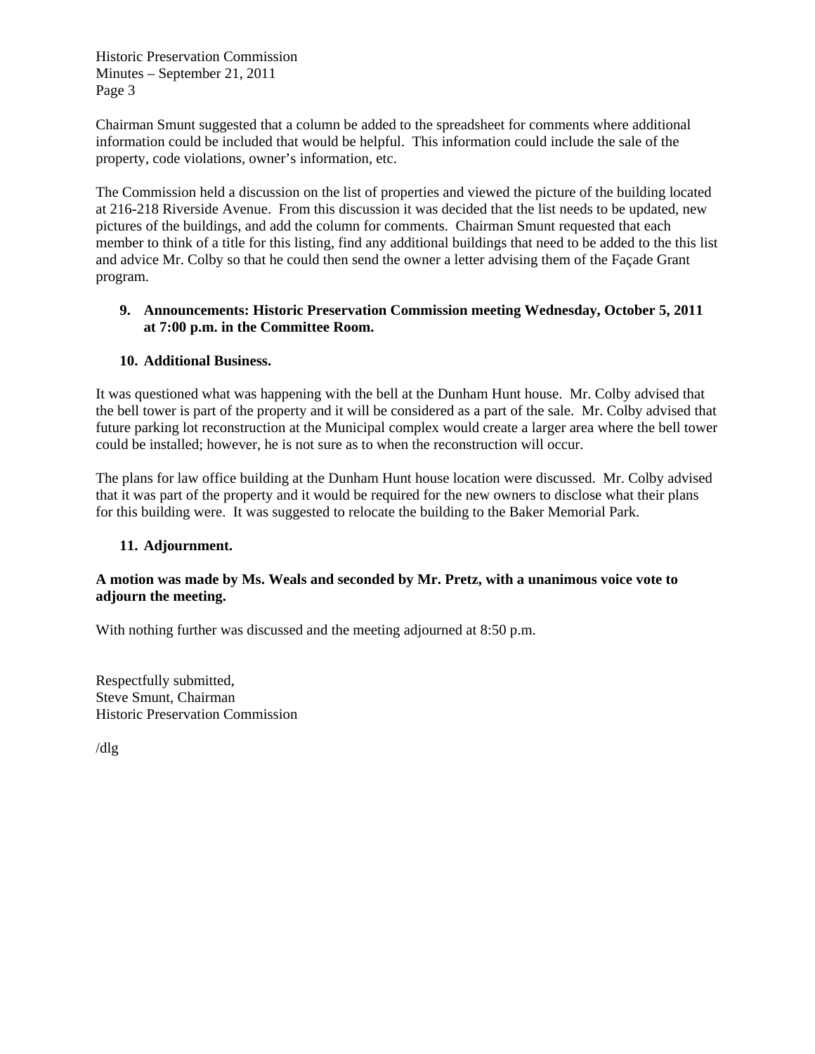Chairman Smunt suggested that a column be added to the spreadsheet for comments where additional information could be included that would be helpful. This information could include the sale of the property, code violations, owner's information, etc.

The Commission held a discussion on the list of properties and viewed the picture of the building located at 216-218 Riverside Avenue. From this discussion it was decided that the list needs to be updated, new pictures of the buildings, and add the column for comments. Chairman Smunt requested that each member to think of a title for this listing, find any additional buildings that need to be added to the this list and advice Mr. Colby so that he could then send the owner a letter advising them of the Façade Grant program.

**9. Announcements: Historic Preservation Commission meeting Wednesday, October 5, 2011 at 7:00 p.m. in the Committee Room.**

**10. Additional Business.**

It was questioned what was happening with the bell at the Dunham Hunt house. Mr. Colby advised that the bell tower is part of the property and it will be considered as a part of the sale. Mr. Colby advised that future parking lot reconstruction at the Municipal complex would create a larger area where the bell tower could be installed; however, he is not sure as to when the reconstruction will occur.

The plans for law office building at the Dunham Hunt house location were discussed. Mr. Colby advised that it was part of the property and it would be required for the new owners to disclose what their plans for this building were. It was suggested to relocate the building to the Baker Memorial Park.

**11. Adjournment.**

**A motion was made by Ms. Weals and seconded by Mr. Pretz, with a unanimous voice vote to adjourn the meeting.**

With nothing further was discussed and the meeting adjourned at 8:50 p.m.

Respectfully submitted,
Steve Smunt, Chairman
Historic Preservation Commission

/dlg